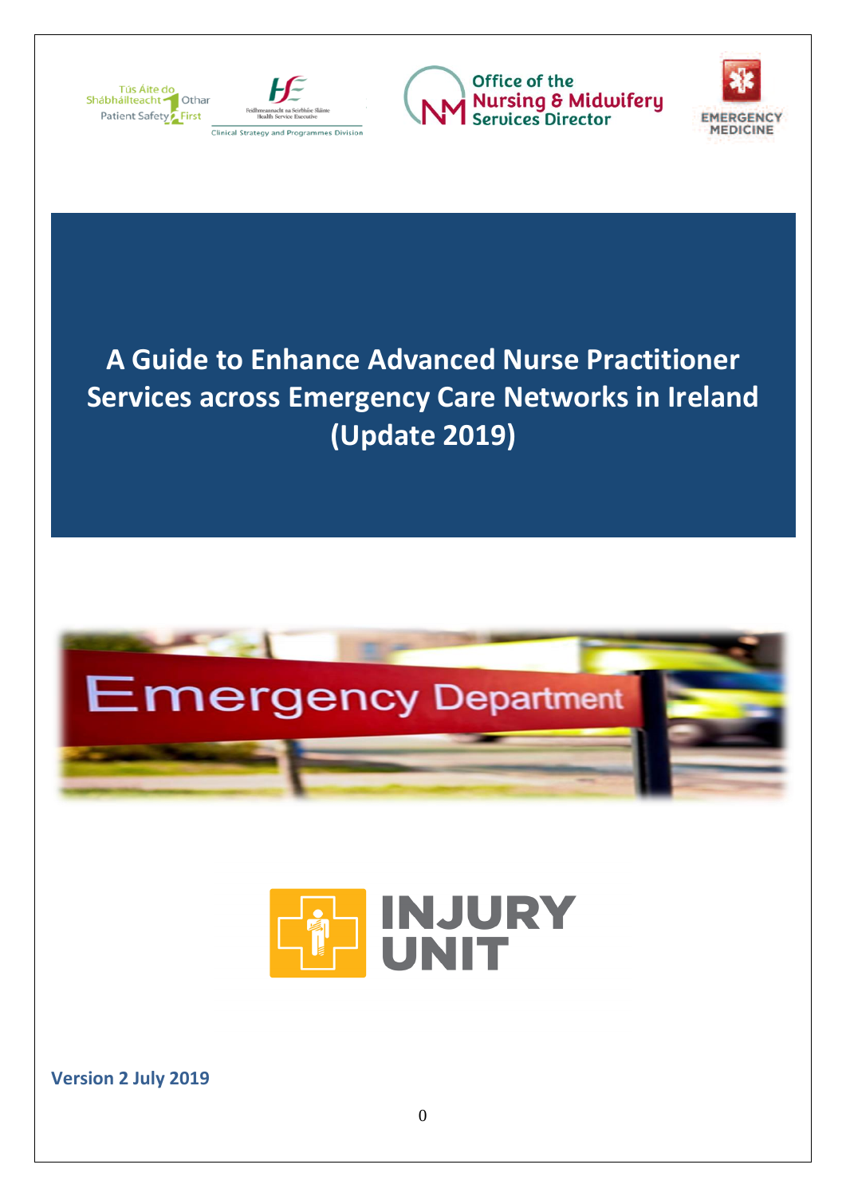Tús Áite do Shábháilteacht Othar Patient Safety First

Feidhmeannacht na Seirbhíse Sláinte Health Service Executive

Clinical Strategy and Programmes Division

Office of the Nursing & Midwifery Services Director

EMERGENCY MEDICINE

# A Guide to Enhance Advanced Nurse Practitioner Services across Emergency Care Networks in Ireland (Update 2019)

Emergency Department

INJURY UNIT

**Version 2 July 2019**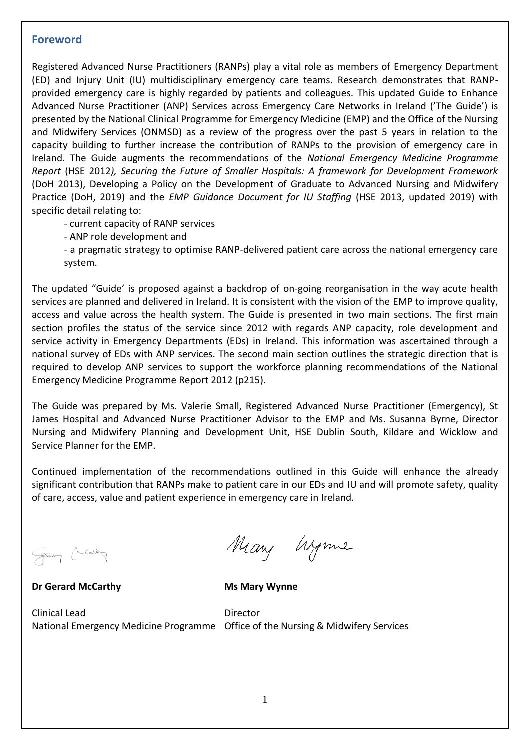## Foreword

Registered Advanced Nurse Practitioners (RANPs) play a vital role as members of Emergency Department (ED) and Injury Unit (IU) multidisciplinary emergency care teams. Research demonstrates that RANP-provided emergency care is highly regarded by patients and colleagues. This updated Guide to Enhance Advanced Nurse Practitioner (ANP) Services across Emergency Care Networks in Ireland ('The Guide') is presented by the National Clinical Programme for Emergency Medicine (EMP) and the Office of the Nursing and Midwifery Services (ONMSD) as a review of the progress over the past 5 years in relation to the capacity building to further increase the contribution of RANPs to the provision of emergency care in Ireland. The Guide augments the recommendations of the *National Emergency Medicine Programme Report* (HSE 2012*), Securing the Future of Smaller Hospitals: A framework for Development Framework* (DoH 2013), Developing a Policy on the Development of Graduate to Advanced Nursing and Midwifery Practice (DoH, 2019) and the *EMP Guidance Document for IU Staffing* (HSE 2013, updated 2019) with specific detail relating to:

- current capacity of RANP services
- ANP role development and
- a pragmatic strategy to optimise RANP-delivered patient care across the national emergency care system.

The updated "Guide' is proposed against a backdrop of on-going reorganisation in the way acute health services are planned and delivered in Ireland. It is consistent with the vision of the EMP to improve quality, access and value across the health system. The Guide is presented in two main sections. The first main section profiles the status of the service since 2012 with regards ANP capacity, role development and service activity in Emergency Departments (EDs) in Ireland. This information was ascertained through a national survey of EDs with ANP services. The second main section outlines the strategic direction that is required to develop ANP services to support the workforce planning recommendations of the National Emergency Medicine Programme Report 2012 (p215).

The Guide was prepared by Ms. Valerie Small, Registered Advanced Nurse Practitioner (Emergency), St James Hospital and Advanced Nurse Practitioner Advisor to the EMP and Ms. Susanna Byrne, Director Nursing and Midwifery Planning and Development Unit, HSE Dublin South, Kildare and Wicklow and Service Planner for the EMP.

Continued implementation of the recommendations outlined in this Guide will enhance the already significant contribution that RANPs make to patient care in our EDs and IU and will promote safety, quality of care, access, value and patient experience in emergency care in Ireland.

**Dr Gerard McCarthy**
Clinical Lead
National Emergency Medicine Programme

**Ms Mary Wynne**
Director
Office of the Nursing & Midwifery Services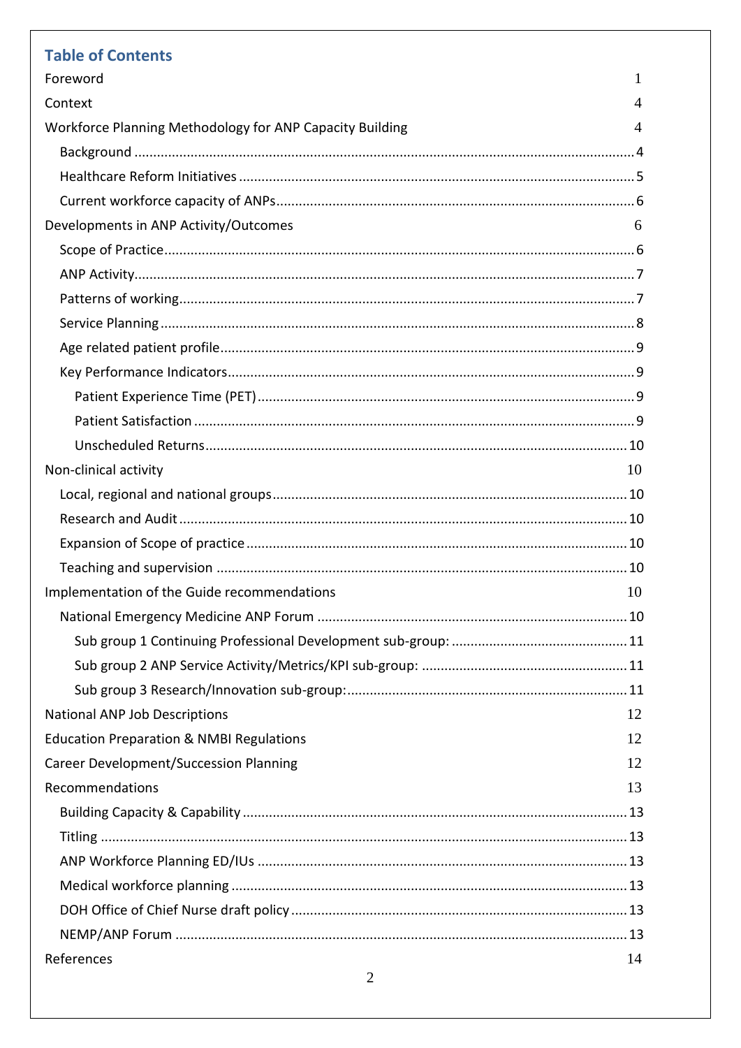## Table of Contents

Foreword 1

Context 4

Workforce Planning Methodology for ANP Capacity Building 4

- Background 4
- Healthcare Reform Initiatives 5
- Current workforce capacity of ANPs 6

Developments in ANP Activity/Outcomes 6

- Scope of Practice 6
- ANP Activity 7
- Patterns of working 7
- Service Planning 8
- Age related patient profile 9
- Key Performance Indicators 9
  - Patient Experience Time (PET) 9
  - Patient Satisfaction 9
  - Unscheduled Returns 10

Non-clinical activity 10

- Local, regional and national groups 10
- Research and Audit 10
- Expansion of Scope of practice 10
- Teaching and supervision 10

Implementation of the Guide recommendations 10

- National Emergency Medicine ANP Forum 10
  - Sub group 1 Continuing Professional Development sub-group: 11
  - Sub group 2 ANP Service Activity/Metrics/KPI sub-group: 11
  - Sub group 3 Research/Innovation sub-group: 11

National ANP Job Descriptions 12

Education Preparation & NMBI Regulations 12

Career Development/Succession Planning 12

Recommendations 13

- Building Capacity & Capability 13
- Titling 13
- ANP Workforce Planning ED/IUs 13
- Medical workforce planning 13
- DOH Office of Chief Nurse draft policy 13
- NEMP/ANP Forum 13

References 14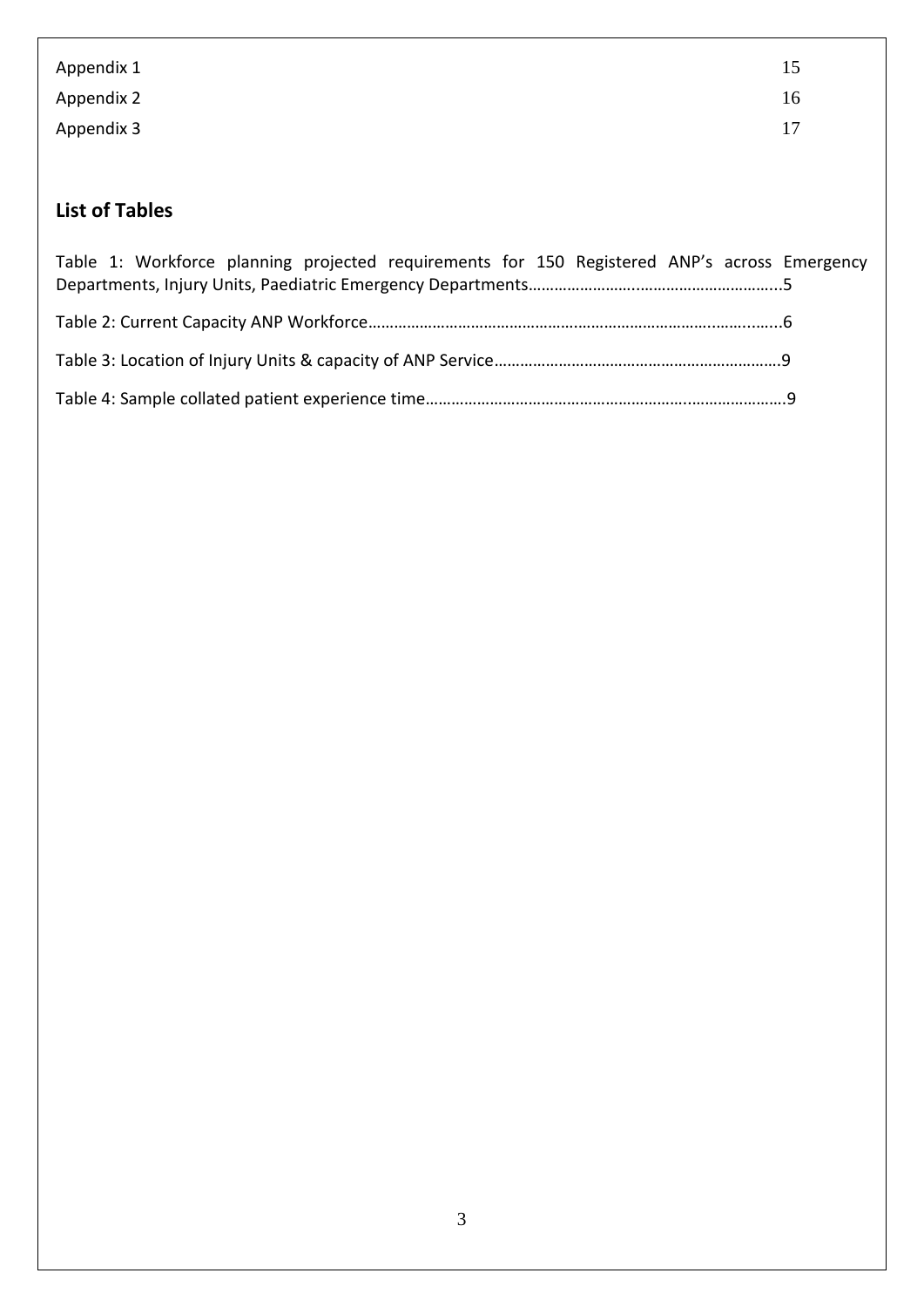Appendix 1 15

Appendix 2 16

Appendix 3 17

## List of Tables

Table 1: Workforce planning projected requirements for 150 Registered ANP's across Emergency Departments, Injury Units, Paediatric Emergency Departments.....................................................5

Table 2: Current Capacity ANP Workforce.....................................................................................6

Table 3: Location of Injury Units & capacity of ANP Service.........................................................9

Table 4: Sample collated patient experience time.........................................................................9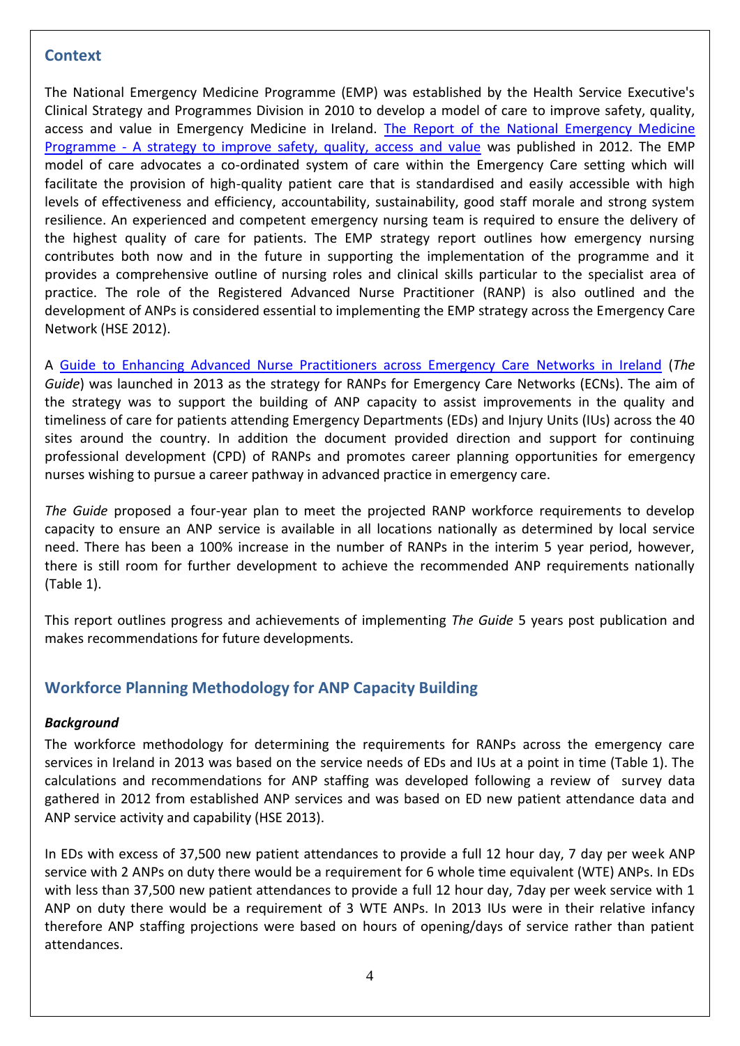## Context

The National Emergency Medicine Programme (EMP) was established by the Health Service Executive's Clinical Strategy and Programmes Division in 2010 to develop a model of care to improve safety, quality, access and value in Emergency Medicine in Ireland. The Report of the National Emergency Medicine Programme - A strategy to improve safety, quality, access and value was published in 2012. The EMP model of care advocates a co-ordinated system of care within the Emergency Care setting which will facilitate the provision of high-quality patient care that is standardised and easily accessible with high levels of effectiveness and efficiency, accountability, sustainability, good staff morale and strong system resilience. An experienced and competent emergency nursing team is required to ensure the delivery of the highest quality of care for patients. The EMP strategy report outlines how emergency nursing contributes both now and in the future in supporting the implementation of the programme and it provides a comprehensive outline of nursing roles and clinical skills particular to the specialist area of practice. The role of the Registered Advanced Nurse Practitioner (RANP) is also outlined and the development of ANPs is considered essential to implementing the EMP strategy across the Emergency Care Network (HSE 2012).

A Guide to Enhancing Advanced Nurse Practitioners across Emergency Care Networks in Ireland (*The Guide*) was launched in 2013 as the strategy for RANPs for Emergency Care Networks (ECNs). The aim of the strategy was to support the building of ANP capacity to assist improvements in the quality and timeliness of care for patients attending Emergency Departments (EDs) and Injury Units (IUs) across the 40 sites around the country. In addition the document provided direction and support for continuing professional development (CPD) of RANPs and promotes career planning opportunities for emergency nurses wishing to pursue a career pathway in advanced practice in emergency care.

*The Guide* proposed a four-year plan to meet the projected RANP workforce requirements to develop capacity to ensure an ANP service is available in all locations nationally as determined by local service need. There has been a 100% increase in the number of RANPs in the interim 5 year period, however, there is still room for further development to achieve the recommended ANP requirements nationally (Table 1).

This report outlines progress and achievements of implementing *The Guide* 5 years post publication and makes recommendations for future developments.

## Workforce Planning Methodology for ANP Capacity Building

### *Background*

The workforce methodology for determining the requirements for RANPs across the emergency care services in Ireland in 2013 was based on the service needs of EDs and IUs at a point in time (Table 1). The calculations and recommendations for ANP staffing was developed following a review of survey data gathered in 2012 from established ANP services and was based on ED new patient attendance data and ANP service activity and capability (HSE 2013).

In EDs with excess of 37,500 new patient attendances to provide a full 12 hour day, 7 day per week ANP service with 2 ANPs on duty there would be a requirement for 6 whole time equivalent (WTE) ANPs. In EDs with less than 37,500 new patient attendances to provide a full 12 hour day, 7day per week service with 1 ANP on duty there would be a requirement of 3 WTE ANPs. In 2013 IUs were in their relative infancy therefore ANP staffing projections were based on hours of opening/days of service rather than patient attendances.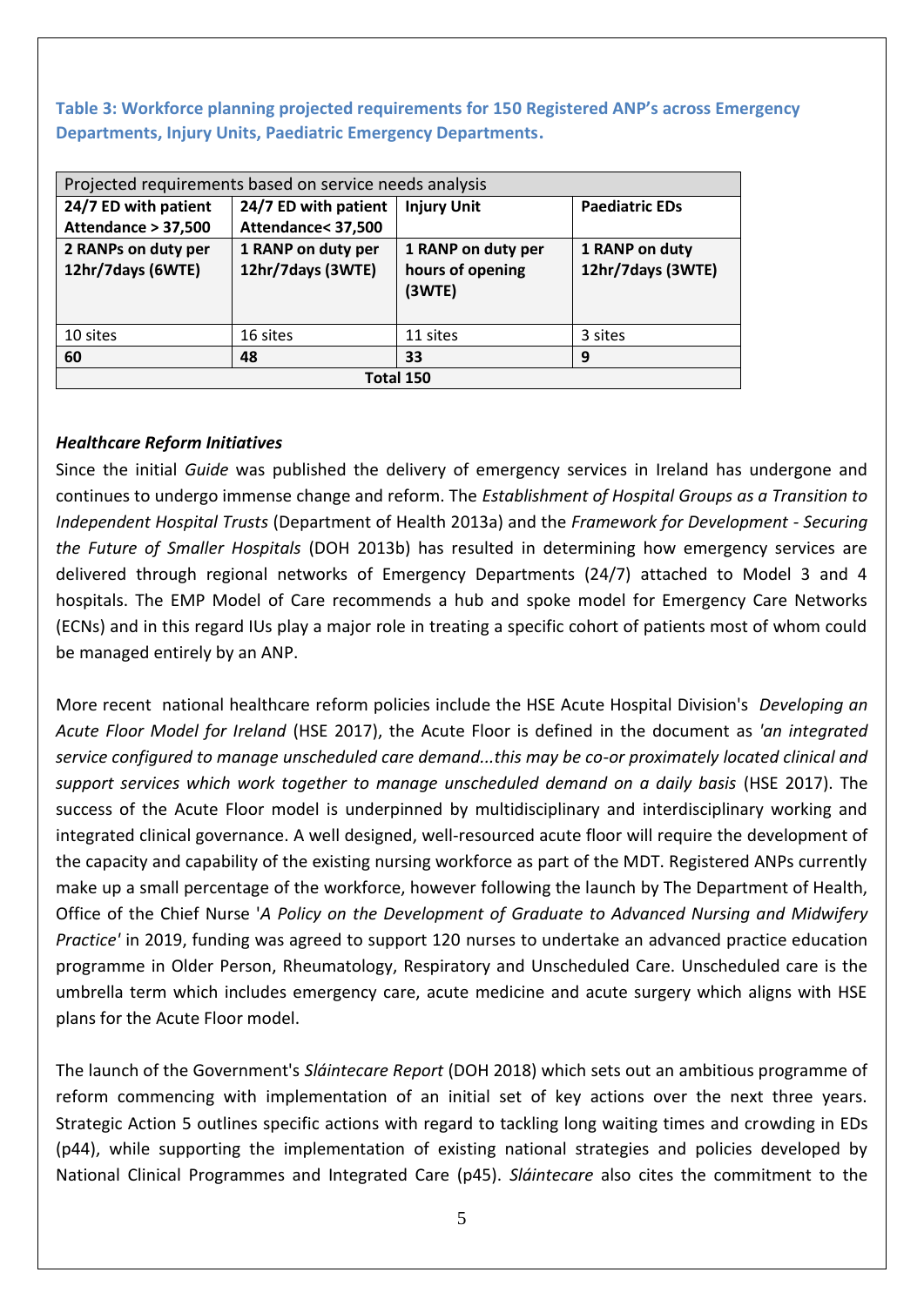**Table 3: Workforce planning projected requirements for 150 Registered ANP's across Emergency Departments, Injury Units, Paediatric Emergency Departments.**

| Projected requirements based on service needs analysis | | | |
|---|---|---|---|
| **24/7 ED with patient Attendance > 37,500** | **24/7 ED with patient Attendance< 37,500** | **Injury Unit** | **Paediatric EDs** |
| **2 RANPs on duty per 12hr/7days (6WTE)** | **1 RANP on duty per 12hr/7days (3WTE)** | **1 RANP on duty per hours of opening (3WTE)** | **1 RANP on duty 12hr/7days (3WTE)** |
| 10 sites | 16 sites | 11 sites | 3 sites |
| **60** | **48** | **33** | **9** |
| **Total 150** | | | |

***Healthcare Reform Initiatives***

Since the initial *Guide* was published the delivery of emergency services in Ireland has undergone and continues to undergo immense change and reform. The *Establishment of Hospital Groups as a Transition to Independent Hospital Trusts* (Department of Health 2013a) and the *Framework for Development - Securing the Future of Smaller Hospitals* (DOH 2013b) has resulted in determining how emergency services are delivered through regional networks of Emergency Departments (24/7) attached to Model 3 and 4 hospitals. The EMP Model of Care recommends a hub and spoke model for Emergency Care Networks (ECNs) and in this regard IUs play a major role in treating a specific cohort of patients most of whom could be managed entirely by an ANP.

More recent national healthcare reform policies include the HSE Acute Hospital Division's *Developing an Acute Floor Model for Ireland* (HSE 2017), the Acute Floor is defined in the document as *'an integrated service configured to manage unscheduled care demand...this may be co-or proximately located clinical and support services which work together to manage unscheduled demand on a daily basis* (HSE 2017). The success of the Acute Floor model is underpinned by multidisciplinary and interdisciplinary working and integrated clinical governance. A well designed, well-resourced acute floor will require the development of the capacity and capability of the existing nursing workforce as part of the MDT. Registered ANPs currently make up a small percentage of the workforce, however following the launch by The Department of Health, Office of the Chief Nurse '*A Policy on the Development of Graduate to Advanced Nursing and Midwifery Practice'* in 2019, funding was agreed to support 120 nurses to undertake an advanced practice education programme in Older Person, Rheumatology, Respiratory and Unscheduled Care. Unscheduled care is the umbrella term which includes emergency care, acute medicine and acute surgery which aligns with HSE plans for the Acute Floor model.

The launch of the Government's *Sláintecare Report* (DOH 2018) which sets out an ambitious programme of reform commencing with implementation of an initial set of key actions over the next three years. Strategic Action 5 outlines specific actions with regard to tackling long waiting times and crowding in EDs (p44), while supporting the implementation of existing national strategies and policies developed by National Clinical Programmes and Integrated Care (p45). *Sláintecare* also cites the commitment to the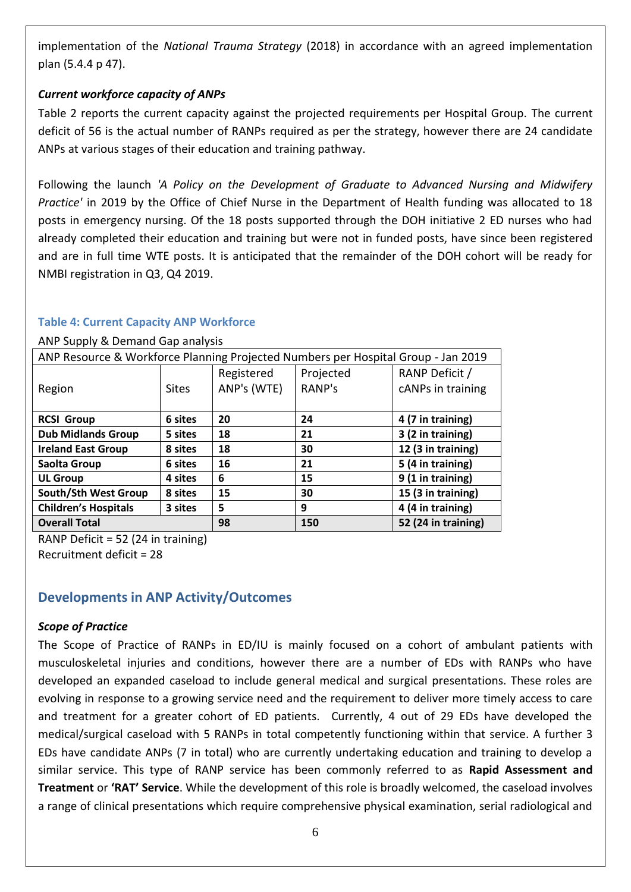implementation of the *National Trauma Strategy* (2018) in accordance with an agreed implementation plan (5.4.4 p 47).

### *Current workforce capacity of ANPs*

Table 2 reports the current capacity against the projected requirements per Hospital Group. The current deficit of 56 is the actual number of RANPs required as per the strategy, however there are 24 candidate ANPs at various stages of their education and training pathway.

Following the launch *'A Policy on the Development of Graduate to Advanced Nursing and Midwifery Practice'* in 2019 by the Office of Chief Nurse in the Department of Health funding was allocated to 18 posts in emergency nursing. Of the 18 posts supported through the DOH initiative 2 ED nurses who had already completed their education and training but were not in funded posts, have since been registered and are in full time WTE posts. It is anticipated that the remainder of the DOH cohort will be ready for NMBI registration in Q3, Q4 2019.

**Table 4: Current Capacity ANP Workforce**

ANP Supply & Demand Gap analysis

| ANP Resource & Workforce Planning Projected Numbers per Hospital Group - Jan 2019 | | | | |
|---|---|---|---|---|
| Region | Sites | Registered ANP's (WTE) | Projected RANP's | RANP Deficit / cANPs in training |
| **RCSI Group** | **6 sites** | **20** | **24** | **4 (7 in training)** |
| **Dub Midlands Group** | **5 sites** | **18** | **21** | **3 (2 in training)** |
| **Ireland East Group** | **8 sites** | **18** | **30** | **12 (3 in training)** |
| **Saolta Group** | **6 sites** | **16** | **21** | **5 (4 in training)** |
| **UL Group** | **4 sites** | **6** | **15** | **9 (1 in training)** |
| **South/Sth West Group** | **8 sites** | **15** | **30** | **15 (3 in training)** |
| **Children's Hospitals** | **3 sites** | **5** | **9** | **4 (4 in training)** |
| **Overall Total** | | **98** | **150** | **52 (24 in training)** |

RANP Deficit = 52 (24 in training)
Recruitment deficit = 28

## Developments in ANP Activity/Outcomes

### *Scope of Practice*

The Scope of Practice of RANPs in ED/IU is mainly focused on a cohort of ambulant patients with musculoskeletal injuries and conditions, however there are a number of EDs with RANPs who have developed an expanded caseload to include general medical and surgical presentations. These roles are evolving in response to a growing service need and the requirement to deliver more timely access to care and treatment for a greater cohort of ED patients. Currently, 4 out of 29 EDs have developed the medical/surgical caseload with 5 RANPs in total competently functioning within that service. A further 3 EDs have candidate ANPs (7 in total) who are currently undertaking education and training to develop a similar service. This type of RANP service has been commonly referred to as **Rapid Assessment and Treatment** or **'RAT' Service**. While the development of this role is broadly welcomed, the caseload involves a range of clinical presentations which require comprehensive physical examination, serial radiological and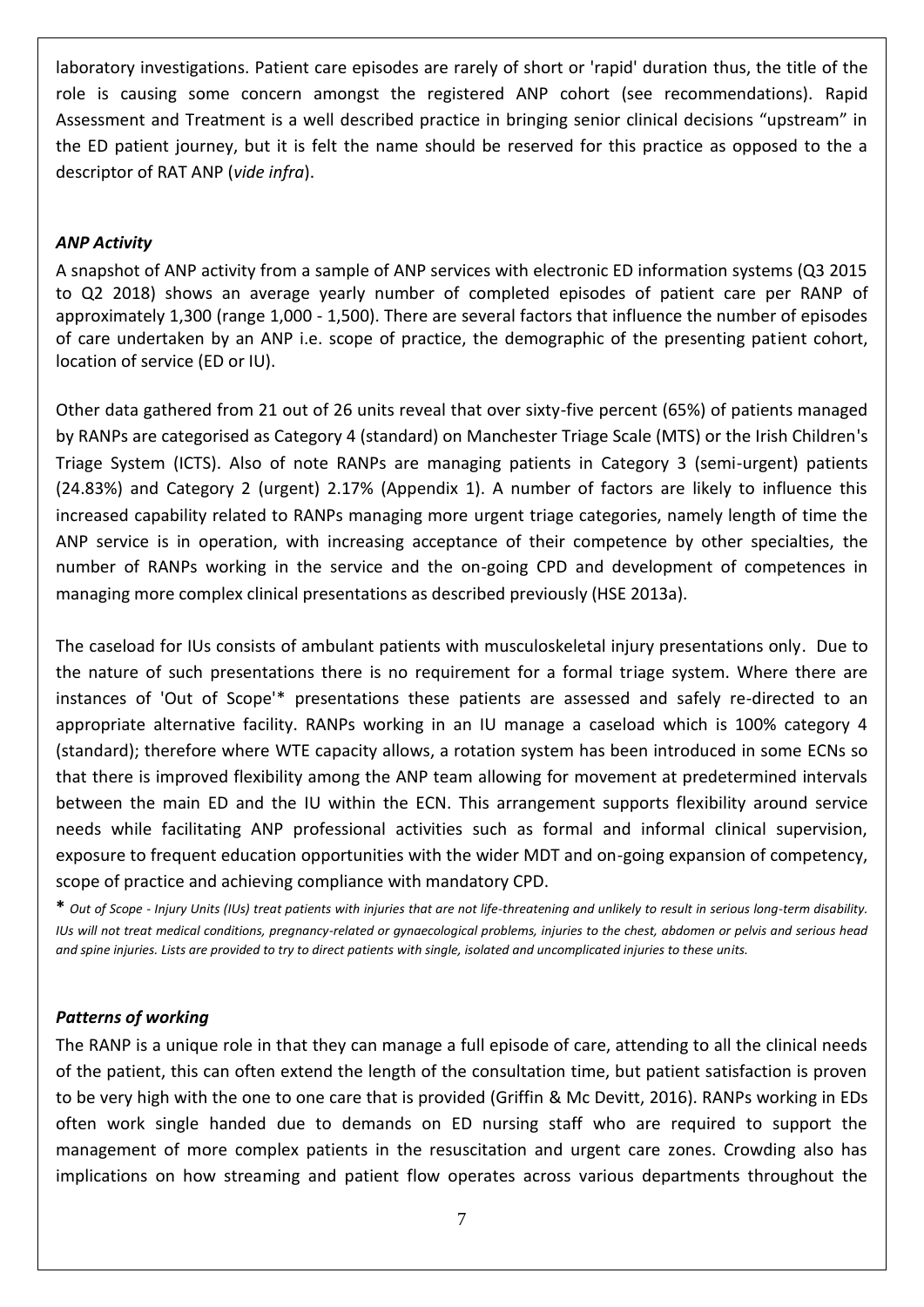laboratory investigations. Patient care episodes are rarely of short or 'rapid' duration thus, the title of the role is causing some concern amongst the registered ANP cohort (see recommendations). Rapid Assessment and Treatment is a well described practice in bringing senior clinical decisions "upstream" in the ED patient journey, but it is felt the name should be reserved for this practice as opposed to the a descriptor of RAT ANP (*vide infra*).

### *ANP Activity*

A snapshot of ANP activity from a sample of ANP services with electronic ED information systems (Q3 2015 to Q2 2018) shows an average yearly number of completed episodes of patient care per RANP of approximately 1,300 (range 1,000 - 1,500). There are several factors that influence the number of episodes of care undertaken by an ANP i.e. scope of practice, the demographic of the presenting patient cohort, location of service (ED or IU).

Other data gathered from 21 out of 26 units reveal that over sixty-five percent (65%) of patients managed by RANPs are categorised as Category 4 (standard) on Manchester Triage Scale (MTS) or the Irish Children's Triage System (ICTS). Also of note RANPs are managing patients in Category 3 (semi-urgent) patients (24.83%) and Category 2 (urgent) 2.17% (Appendix 1). A number of factors are likely to influence this increased capability related to RANPs managing more urgent triage categories, namely length of time the ANP service is in operation, with increasing acceptance of their competence by other specialties, the number of RANPs working in the service and the on-going CPD and development of competences in managing more complex clinical presentations as described previously (HSE 2013a).

The caseload for IUs consists of ambulant patients with musculoskeletal injury presentations only. Due to the nature of such presentations there is no requirement for a formal triage system. Where there are instances of 'Out of Scope'* presentations these patients are assessed and safely re-directed to an appropriate alternative facility. RANPs working in an IU manage a caseload which is 100% category 4 (standard); therefore where WTE capacity allows, a rotation system has been introduced in some ECNs so that there is improved flexibility among the ANP team allowing for movement at predetermined intervals between the main ED and the IU within the ECN. This arrangement supports flexibility around service needs while facilitating ANP professional activities such as formal and informal clinical supervision, exposure to frequent education opportunities with the wider MDT and on-going expansion of competency, scope of practice and achieving compliance with mandatory CPD.

**\*** *Out of Scope - Injury Units (IUs) treat patients with injuries that are not life-threatening and unlikely to result in serious long-term disability. IUs will not treat medical conditions, pregnancy-related or gynaecological problems, injuries to the chest, abdomen or pelvis and serious head and spine injuries. Lists are provided to try to direct patients with single, isolated and uncomplicated injuries to these units.*

### *Patterns of working*

The RANP is a unique role in that they can manage a full episode of care, attending to all the clinical needs of the patient, this can often extend the length of the consultation time, but patient satisfaction is proven to be very high with the one to one care that is provided (Griffin & Mc Devitt, 2016). RANPs working in EDs often work single handed due to demands on ED nursing staff who are required to support the management of more complex patients in the resuscitation and urgent care zones. Crowding also has implications on how streaming and patient flow operates across various departments throughout the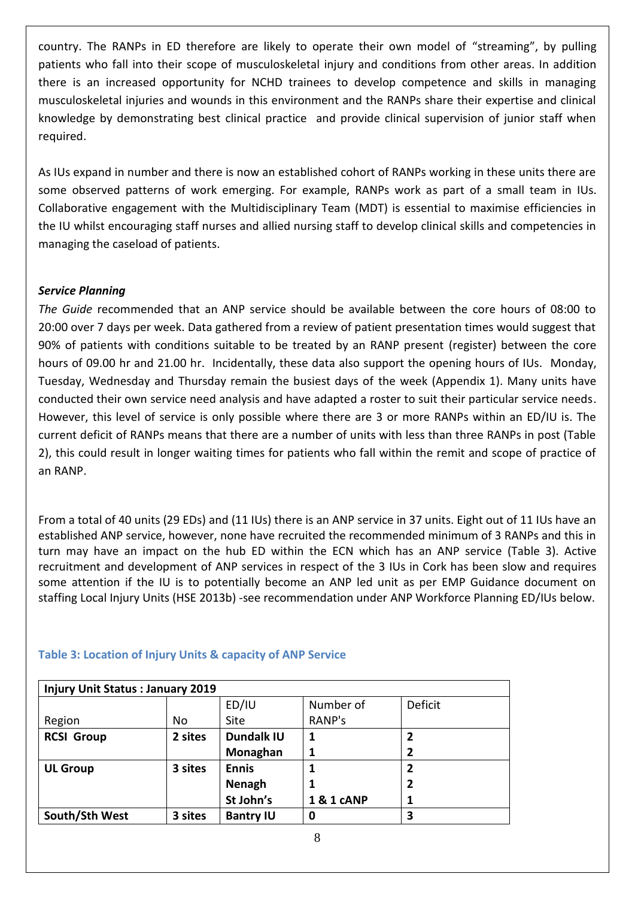country. The RANPs in ED therefore are likely to operate their own model of "streaming", by pulling patients who fall into their scope of musculoskeletal injury and conditions from other areas. In addition there is an increased opportunity for NCHD trainees to develop competence and skills in managing musculoskeletal injuries and wounds in this environment and the RANPs share their expertise and clinical knowledge by demonstrating best clinical practice and provide clinical supervision of junior staff when required.

As IUs expand in number and there is now an established cohort of RANPs working in these units there are some observed patterns of work emerging. For example, RANPs work as part of a small team in IUs. Collaborative engagement with the Multidisciplinary Team (MDT) is essential to maximise efficiencies in the IU whilst encouraging staff nurses and allied nursing staff to develop clinical skills and competencies in managing the caseload of patients.

***Service Planning***

*The Guide* recommended that an ANP service should be available between the core hours of 08:00 to 20:00 over 7 days per week. Data gathered from a review of patient presentation times would suggest that 90% of patients with conditions suitable to be treated by an RANP present (register) between the core hours of 09.00 hr and 21.00 hr. Incidentally, these data also support the opening hours of IUs. Monday, Tuesday, Wednesday and Thursday remain the busiest days of the week (Appendix 1). Many units have conducted their own service need analysis and have adapted a roster to suit their particular service needs. However, this level of service is only possible where there are 3 or more RANPs within an ED/IU is. The current deficit of RANPs means that there are a number of units with less than three RANPs in post (Table 2), this could result in longer waiting times for patients who fall within the remit and scope of practice of an RANP.

From a total of 40 units (29 EDs) and (11 IUs) there is an ANP service in 37 units. Eight out of 11 IUs have an established ANP service, however, none have recruited the recommended minimum of 3 RANPs and this in turn may have an impact on the hub ED within the ECN which has an ANP service (Table 3). Active recruitment and development of ANP services in respect of the 3 IUs in Cork has been slow and requires some attention if the IU is to potentially become an ANP led unit as per EMP Guidance document on staffing Local Injury Units (HSE 2013b) -see recommendation under ANP Workforce Planning ED/IUs below.

**Table 3: Location of Injury Units & capacity of ANP Service**

| **Injury Unit Status : January 2019** | | | | |
|---|---|---|---|---|
| Region | No | ED/IU Site | Number of RANP's | Deficit |
| **RCSI Group** | **2 sites** | **Dundalk IU** | **1** | **2** |
| | | **Monaghan** | **1** | **2** |
| **UL Group** | **3 sites** | **Ennis** | **1** | **2** |
| | | **Nenagh** | **1** | **2** |
| | | **St John's** | **1 & 1 cANP** | **1** |
| **South/Sth West** | **3 sites** | **Bantry IU** | **0** | **3** |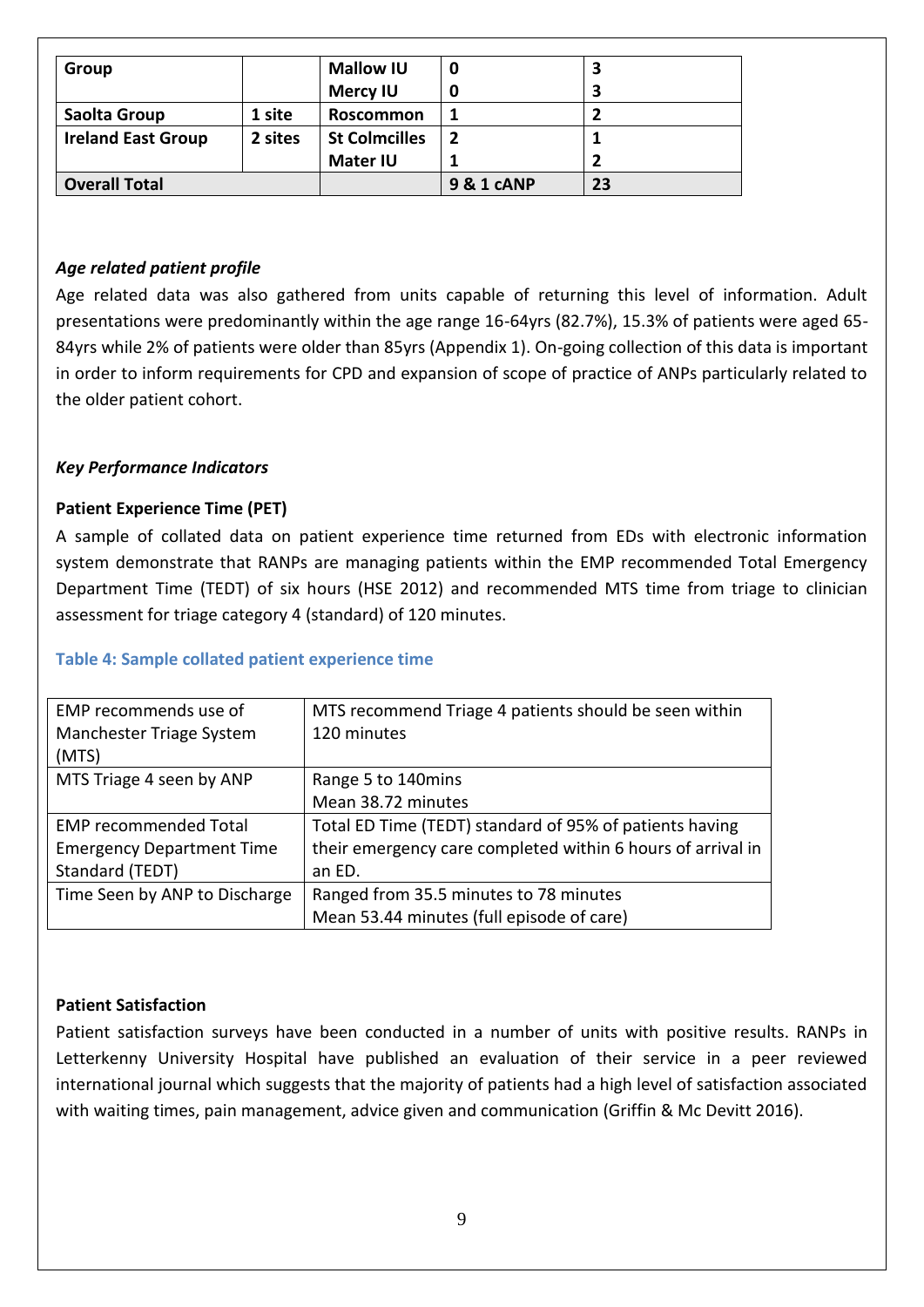| Group | | Mallow IU | 0 | 3 |
|---|---|---|---|---|
| | | Mercy IU | 0 | 3 |
| Saolta Group | 1 site | Roscommon | 1 | 2 |
| Ireland East Group | 2 sites | St Colmcilles | 2 | 1 |
| | | Mater IU | 1 | 2 |
| **Overall Total** | | | **9 & 1 cANP** | **23** |

### *Age related patient profile*

Age related data was also gathered from units capable of returning this level of information. Adult presentations were predominantly within the age range 16-64yrs (82.7%), 15.3% of patients were aged 65-84yrs while 2% of patients were older than 85yrs (Appendix 1). On-going collection of this data is important in order to inform requirements for CPD and expansion of scope of practice of ANPs particularly related to the older patient cohort.

### *Key Performance Indicators*

#### Patient Experience Time (PET)

A sample of collated data on patient experience time returned from EDs with electronic information system demonstrate that RANPs are managing patients within the EMP recommended Total Emergency Department Time (TEDT) of six hours (HSE 2012) and recommended MTS time from triage to clinician assessment for triage category 4 (standard) of 120 minutes.

**Table 4: Sample collated patient experience time**

| EMP recommends use of Manchester Triage System (MTS) | MTS recommend Triage 4 patients should be seen within 120 minutes |
|---|---|
| MTS Triage 4 seen by ANP | Range 5 to 140mins<br>Mean 38.72 minutes |
| EMP recommended Total Emergency Department Time Standard (TEDT) | Total ED Time (TEDT) standard of 95% of patients having their emergency care completed within 6 hours of arrival in an ED. |
| Time Seen by ANP to Discharge | Ranged from 35.5 minutes to 78 minutes<br>Mean 53.44 minutes (full episode of care) |

#### Patient Satisfaction

Patient satisfaction surveys have been conducted in a number of units with positive results. RANPs in Letterkenny University Hospital have published an evaluation of their service in a peer reviewed international journal which suggests that the majority of patients had a high level of satisfaction associated with waiting times, pain management, advice given and communication (Griffin & Mc Devitt 2016).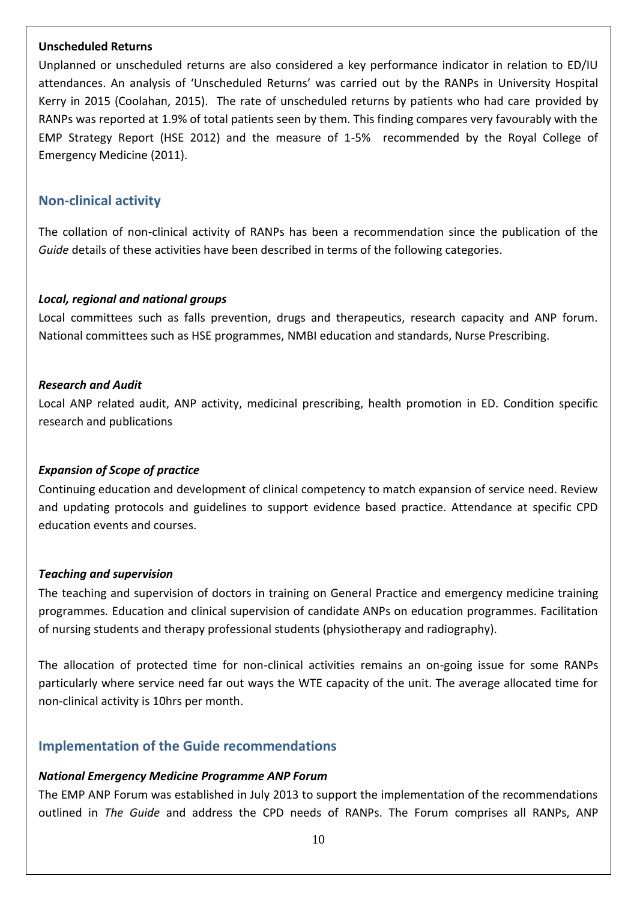**Unscheduled Returns**

Unplanned or unscheduled returns are also considered a key performance indicator in relation to ED/IU attendances. An analysis of 'Unscheduled Returns' was carried out by the RANPs in University Hospital Kerry in 2015 (Coolahan, 2015). The rate of unscheduled returns by patients who had care provided by RANPs was reported at 1.9% of total patients seen by them. This finding compares very favourably with the EMP Strategy Report (HSE 2012) and the measure of 1-5% recommended by the Royal College of Emergency Medicine (2011).

## Non-clinical activity

The collation of non-clinical activity of RANPs has been a recommendation since the publication of the *Guide* details of these activities have been described in terms of the following categories.

***Local, regional and national groups***

Local committees such as falls prevention, drugs and therapeutics, research capacity and ANP forum. National committees such as HSE programmes, NMBI education and standards, Nurse Prescribing.

***Research and Audit***

Local ANP related audit, ANP activity, medicinal prescribing, health promotion in ED. Condition specific research and publications

***Expansion of Scope of practice***

Continuing education and development of clinical competency to match expansion of service need. Review and updating protocols and guidelines to support evidence based practice. Attendance at specific CPD education events and courses.

***Teaching and supervision***

The teaching and supervision of doctors in training on General Practice and emergency medicine training programmes. Education and clinical supervision of candidate ANPs on education programmes. Facilitation of nursing students and therapy professional students (physiotherapy and radiography).

The allocation of protected time for non-clinical activities remains an on-going issue for some RANPs particularly where service need far out ways the WTE capacity of the unit. The average allocated time for non-clinical activity is 10hrs per month.

## Implementation of the Guide recommendations

***National Emergency Medicine Programme ANP Forum***

The EMP ANP Forum was established in July 2013 to support the implementation of the recommendations outlined in *The Guide* and address the CPD needs of RANPs. The Forum comprises all RANPs, ANP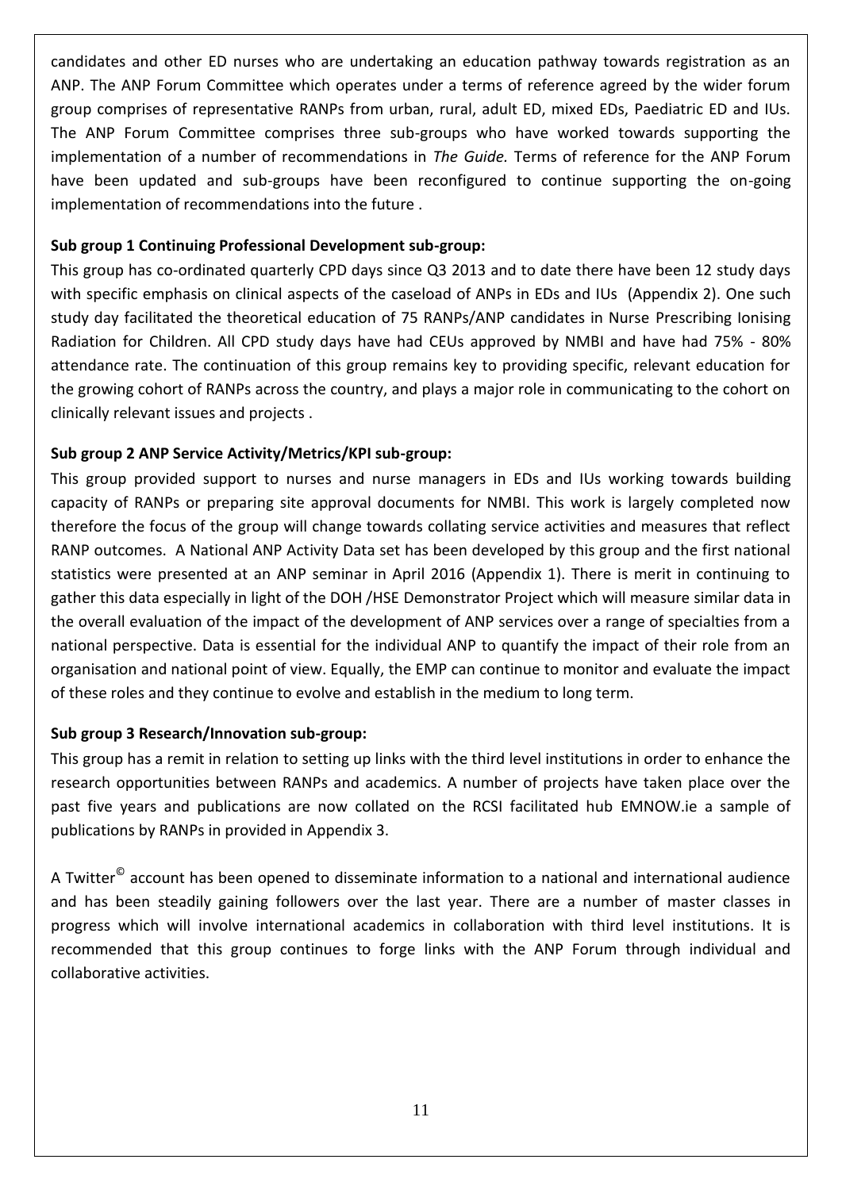candidates and other ED nurses who are undertaking an education pathway towards registration as an ANP. The ANP Forum Committee which operates under a terms of reference agreed by the wider forum group comprises of representative RANPs from urban, rural, adult ED, mixed EDs, Paediatric ED and IUs. The ANP Forum Committee comprises three sub-groups who have worked towards supporting the implementation of a number of recommendations in *The Guide.* Terms of reference for the ANP Forum have been updated and sub-groups have been reconfigured to continue supporting the on-going implementation of recommendations into the future .

**Sub group 1 Continuing Professional Development sub-group:**

This group has co-ordinated quarterly CPD days since Q3 2013 and to date there have been 12 study days with specific emphasis on clinical aspects of the caseload of ANPs in EDs and IUs (Appendix 2). One such study day facilitated the theoretical education of 75 RANPs/ANP candidates in Nurse Prescribing Ionising Radiation for Children. All CPD study days have had CEUs approved by NMBI and have had 75% - 80% attendance rate. The continuation of this group remains key to providing specific, relevant education for the growing cohort of RANPs across the country, and plays a major role in communicating to the cohort on clinically relevant issues and projects .

**Sub group 2 ANP Service Activity/Metrics/KPI sub-group:**

This group provided support to nurses and nurse managers in EDs and IUs working towards building capacity of RANPs or preparing site approval documents for NMBI. This work is largely completed now therefore the focus of the group will change towards collating service activities and measures that reflect RANP outcomes. A National ANP Activity Data set has been developed by this group and the first national statistics were presented at an ANP seminar in April 2016 (Appendix 1). There is merit in continuing to gather this data especially in light of the DOH /HSE Demonstrator Project which will measure similar data in the overall evaluation of the impact of the development of ANP services over a range of specialties from a national perspective. Data is essential for the individual ANP to quantify the impact of their role from an organisation and national point of view. Equally, the EMP can continue to monitor and evaluate the impact of these roles and they continue to evolve and establish in the medium to long term.

**Sub group 3 Research/Innovation sub-group:**

This group has a remit in relation to setting up links with the third level institutions in order to enhance the research opportunities between RANPs and academics. A number of projects have taken place over the past five years and publications are now collated on the RCSI facilitated hub EMNOW.ie a sample of publications by RANPs in provided in Appendix 3.

A Twitter© account has been opened to disseminate information to a national and international audience and has been steadily gaining followers over the last year. There are a number of master classes in progress which will involve international academics in collaboration with third level institutions. It is recommended that this group continues to forge links with the ANP Forum through individual and collaborative activities.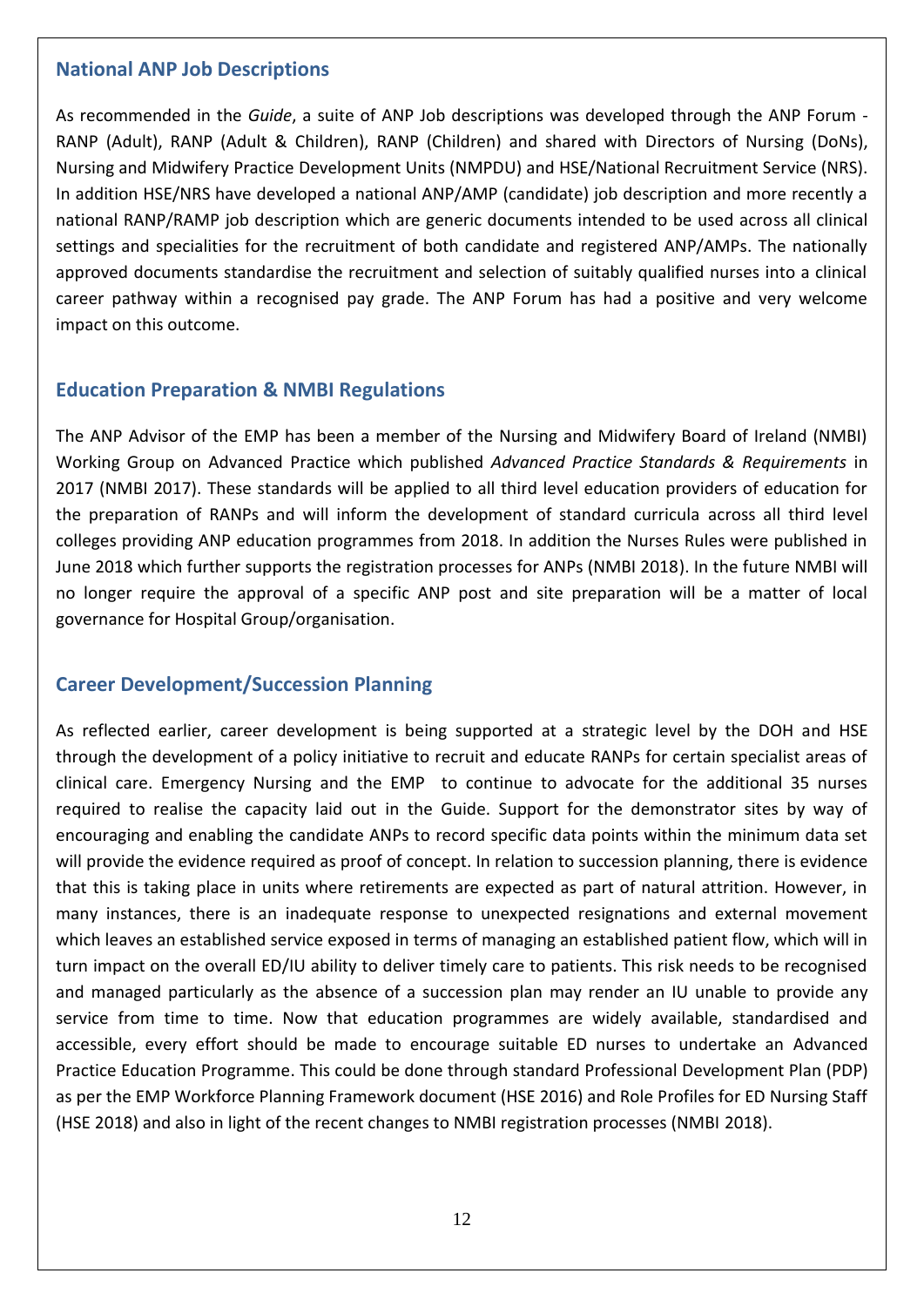## National ANP Job Descriptions

As recommended in the *Guide*, a suite of ANP Job descriptions was developed through the ANP Forum - RANP (Adult), RANP (Adult & Children), RANP (Children) and shared with Directors of Nursing (DoNs), Nursing and Midwifery Practice Development Units (NMPDU) and HSE/National Recruitment Service (NRS). In addition HSE/NRS have developed a national ANP/AMP (candidate) job description and more recently a national RANP/RAMP job description which are generic documents intended to be used across all clinical settings and specialities for the recruitment of both candidate and registered ANP/AMPs. The nationally approved documents standardise the recruitment and selection of suitably qualified nurses into a clinical career pathway within a recognised pay grade. The ANP Forum has had a positive and very welcome impact on this outcome.

## Education Preparation & NMBI Regulations

The ANP Advisor of the EMP has been a member of the Nursing and Midwifery Board of Ireland (NMBI) Working Group on Advanced Practice which published *Advanced Practice Standards & Requirements* in 2017 (NMBI 2017). These standards will be applied to all third level education providers of education for the preparation of RANPs and will inform the development of standard curricula across all third level colleges providing ANP education programmes from 2018. In addition the Nurses Rules were published in June 2018 which further supports the registration processes for ANPs (NMBI 2018). In the future NMBI will no longer require the approval of a specific ANP post and site preparation will be a matter of local governance for Hospital Group/organisation.

## Career Development/Succession Planning

As reflected earlier, career development is being supported at a strategic level by the DOH and HSE through the development of a policy initiative to recruit and educate RANPs for certain specialist areas of clinical care. Emergency Nursing and the EMP to continue to advocate for the additional 35 nurses required to realise the capacity laid out in the Guide. Support for the demonstrator sites by way of encouraging and enabling the candidate ANPs to record specific data points within the minimum data set will provide the evidence required as proof of concept. In relation to succession planning, there is evidence that this is taking place in units where retirements are expected as part of natural attrition. However, in many instances, there is an inadequate response to unexpected resignations and external movement which leaves an established service exposed in terms of managing an established patient flow, which will in turn impact on the overall ED/IU ability to deliver timely care to patients. This risk needs to be recognised and managed particularly as the absence of a succession plan may render an IU unable to provide any service from time to time. Now that education programmes are widely available, standardised and accessible, every effort should be made to encourage suitable ED nurses to undertake an Advanced Practice Education Programme. This could be done through standard Professional Development Plan (PDP) as per the EMP Workforce Planning Framework document (HSE 2016) and Role Profiles for ED Nursing Staff (HSE 2018) and also in light of the recent changes to NMBI registration processes (NMBI 2018).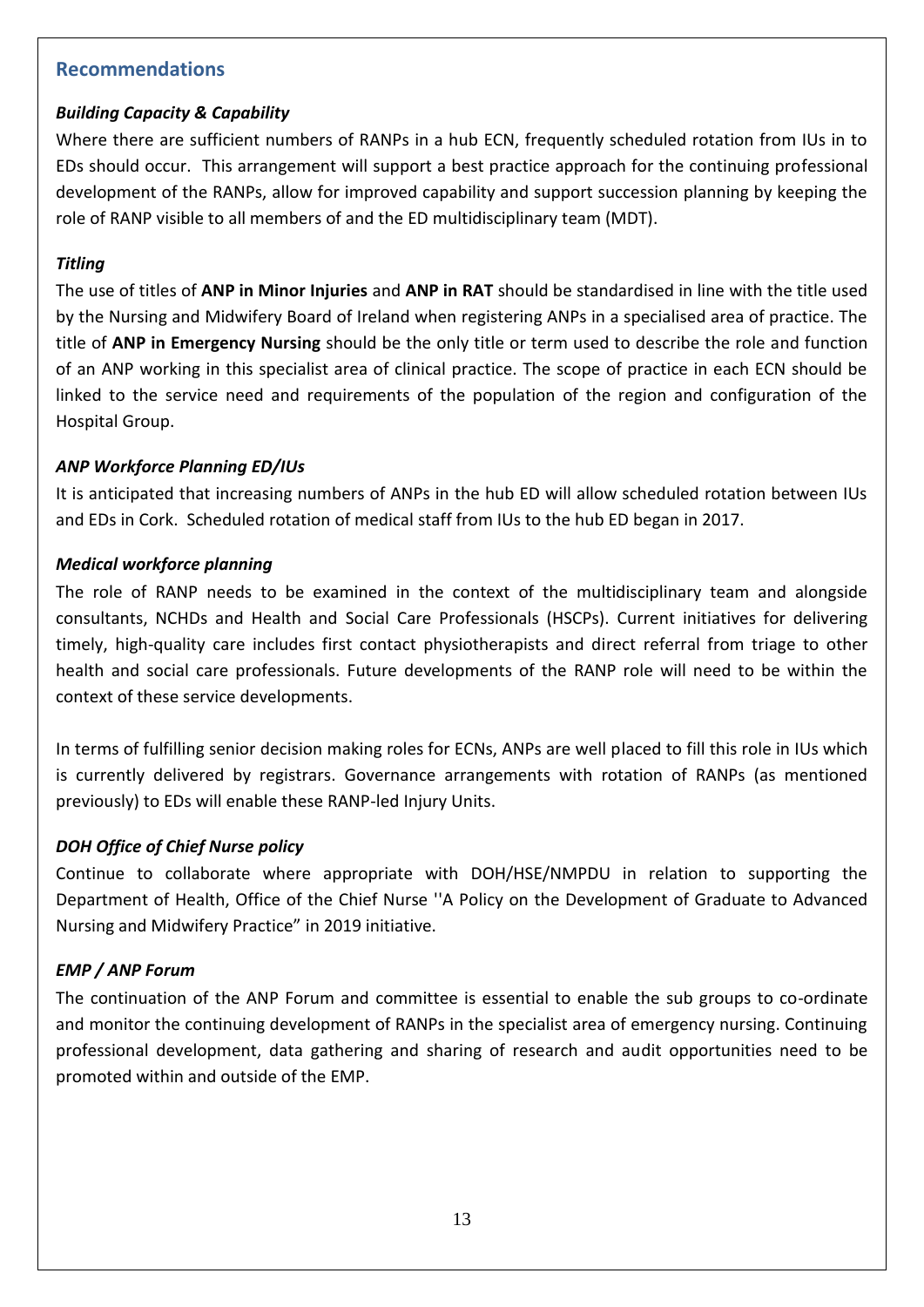## Recommendations

### *Building Capacity & Capability*

Where there are sufficient numbers of RANPs in a hub ECN, frequently scheduled rotation from IUs in to EDs should occur. This arrangement will support a best practice approach for the continuing professional development of the RANPs, allow for improved capability and support succession planning by keeping the role of RANP visible to all members of and the ED multidisciplinary team (MDT).

### *Titling*

The use of titles of **ANP in Minor Injuries** and **ANP in RAT** should be standardised in line with the title used by the Nursing and Midwifery Board of Ireland when registering ANPs in a specialised area of practice. The title of **ANP in Emergency Nursing** should be the only title or term used to describe the role and function of an ANP working in this specialist area of clinical practice. The scope of practice in each ECN should be linked to the service need and requirements of the population of the region and configuration of the Hospital Group.

### *ANP Workforce Planning ED/IUs*

It is anticipated that increasing numbers of ANPs in the hub ED will allow scheduled rotation between IUs and EDs in Cork. Scheduled rotation of medical staff from IUs to the hub ED began in 2017.

### *Medical workforce planning*

The role of RANP needs to be examined in the context of the multidisciplinary team and alongside consultants, NCHDs and Health and Social Care Professionals (HSCPs). Current initiatives for delivering timely, high-quality care includes first contact physiotherapists and direct referral from triage to other health and social care professionals. Future developments of the RANP role will need to be within the context of these service developments.

In terms of fulfilling senior decision making roles for ECNs, ANPs are well placed to fill this role in IUs which is currently delivered by registrars. Governance arrangements with rotation of RANPs (as mentioned previously) to EDs will enable these RANP-led Injury Units.

### *DOH Office of Chief Nurse policy*

Continue to collaborate where appropriate with DOH/HSE/NMPDU in relation to supporting the Department of Health, Office of the Chief Nurse ''A Policy on the Development of Graduate to Advanced Nursing and Midwifery Practice" in 2019 initiative.

### *EMP / ANP Forum*

The continuation of the ANP Forum and committee is essential to enable the sub groups to co-ordinate and monitor the continuing development of RANPs in the specialist area of emergency nursing. Continuing professional development, data gathering and sharing of research and audit opportunities need to be promoted within and outside of the EMP.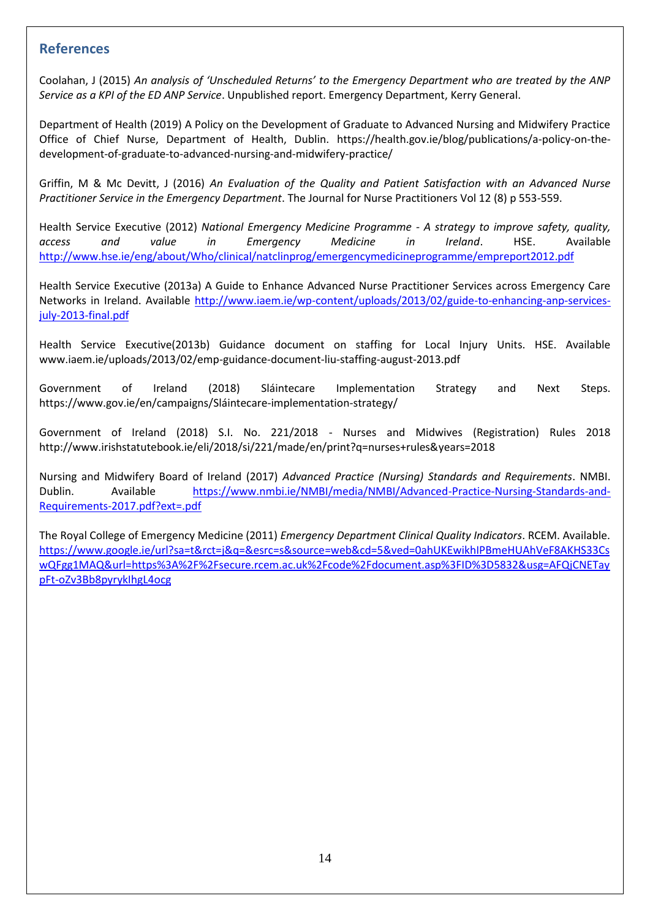## References

Coolahan, J (2015) *An analysis of 'Unscheduled Returns' to the Emergency Department who are treated by the ANP Service as a KPI of the ED ANP Service*. Unpublished report. Emergency Department, Kerry General.

Department of Health (2019) A Policy on the Development of Graduate to Advanced Nursing and Midwifery Practice Office of Chief Nurse, Department of Health, Dublin. https://health.gov.ie/blog/publications/a-policy-on-the-development-of-graduate-to-advanced-nursing-and-midwifery-practice/

Griffin, M & Mc Devitt, J (2016) *An Evaluation of the Quality and Patient Satisfaction with an Advanced Nurse Practitioner Service in the Emergency Department*. The Journal for Nurse Practitioners Vol 12 (8) p 553-559.

Health Service Executive (2012) *National Emergency Medicine Programme - A strategy to improve safety, quality, access and value in Emergency Medicine in Ireland*. HSE. Available http://www.hse.ie/eng/about/Who/clinical/natclinprog/emergencymedicineprogramme/empreport2012.pdf

Health Service Executive (2013a) A Guide to Enhance Advanced Nurse Practitioner Services across Emergency Care Networks in Ireland. Available http://www.iaem.ie/wp-content/uploads/2013/02/guide-to-enhancing-anp-services-july-2013-final.pdf

Health Service Executive(2013b) Guidance document on staffing for Local Injury Units. HSE. Available www.iaem.ie/uploads/2013/02/emp-guidance-document-liu-staffing-august-2013.pdf

Government of Ireland (2018) Sláintecare Implementation Strategy and Next Steps. https://www.gov.ie/en/campaigns/Sláintecare-implementation-strategy/

Government of Ireland (2018) S.I. No. 221/2018 - Nurses and Midwives (Registration) Rules 2018 http://www.irishstatutebook.ie/eli/2018/si/221/made/en/print?q=nurses+rules&years=2018

Nursing and Midwifery Board of Ireland (2017) *Advanced Practice (Nursing) Standards and Requirements*. NMBI. Dublin. Available https://www.nmbi.ie/NMBI/media/NMBI/Advanced-Practice-Nursing-Standards-and-Requirements-2017.pdf?ext=.pdf

The Royal College of Emergency Medicine (2011) *Emergency Department Clinical Quality Indicators*. RCEM. Available. https://www.google.ie/url?sa=t&rct=j&q=&esrc=s&source=web&cd=5&ved=0ahUKEwikhIPBmeHUAhVeF8AKHS33CswQFgg1MAQ&url=https%3A%2F%2Fsecure.rcem.ac.uk%2Fcode%2Fdocument.asp%3FID%3D5832&usg=AFQjCNETaypFt-oZv3Bb8pyryklhgL4ocg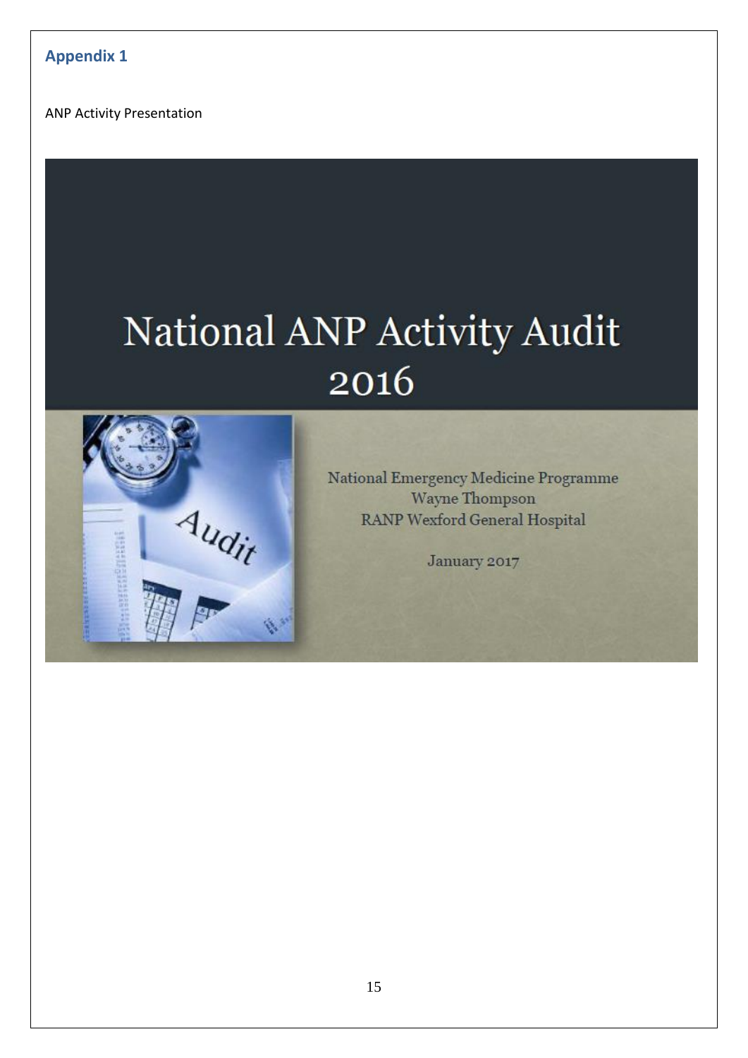## Appendix 1

ANP Activity Presentation

# National ANP Activity Audit 2016

National Emergency Medicine Programme
Wayne Thompson
RANP Wexford General Hospital

January 2017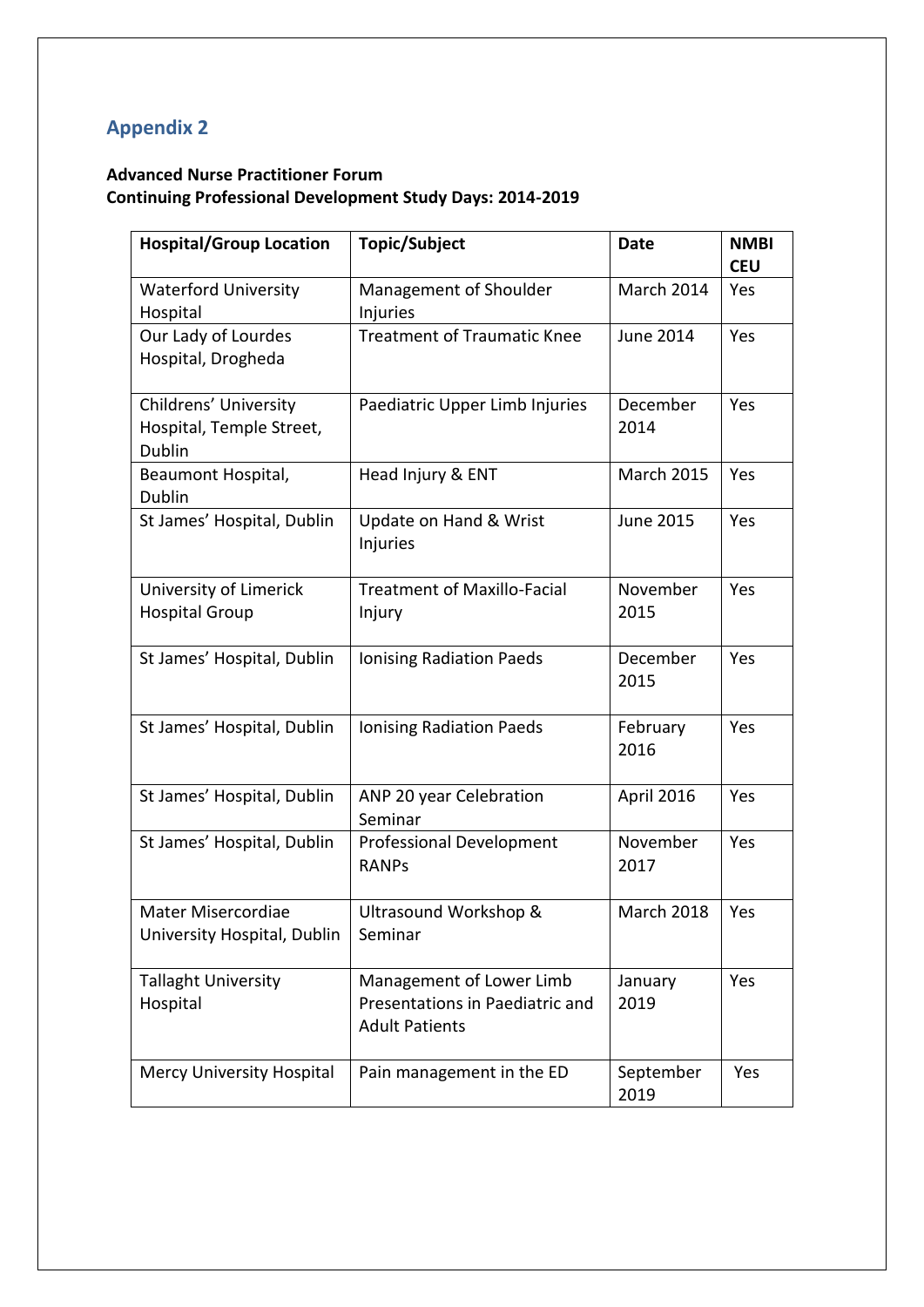## Appendix 2

**Advanced Nurse Practitioner Forum**
**Continuing Professional Development Study Days: 2014-2019**

| Hospital/Group Location | Topic/Subject | Date | NMBI CEU |
|---|---|---|---|
| Waterford University Hospital | Management of Shoulder Injuries | March 2014 | Yes |
| Our Lady of Lourdes Hospital, Drogheda | Treatment of Traumatic Knee | June 2014 | Yes |
| Childrens' University Hospital, Temple Street, Dublin | Paediatric Upper Limb Injuries | December 2014 | Yes |
| Beaumont Hospital, Dublin | Head Injury & ENT | March 2015 | Yes |
| St James' Hospital, Dublin | Update on Hand & Wrist Injuries | June 2015 | Yes |
| University of Limerick Hospital Group | Treatment of Maxillo-Facial Injury | November 2015 | Yes |
| St James' Hospital, Dublin | Ionising Radiation Paeds | December 2015 | Yes |
| St James' Hospital, Dublin | Ionising Radiation Paeds | February 2016 | Yes |
| St James' Hospital, Dublin | ANP 20 year Celebration Seminar | April 2016 | Yes |
| St James' Hospital, Dublin | Professional Development RANPs | November 2017 | Yes |
| Mater Misercordiae University Hospital, Dublin | Ultrasound Workshop & Seminar | March 2018 | Yes |
| Tallaght University Hospital | Management of Lower Limb Presentations in Paediatric and Adult Patients | January 2019 | Yes |
| Mercy University Hospital | Pain management in the ED | September 2019 | Yes |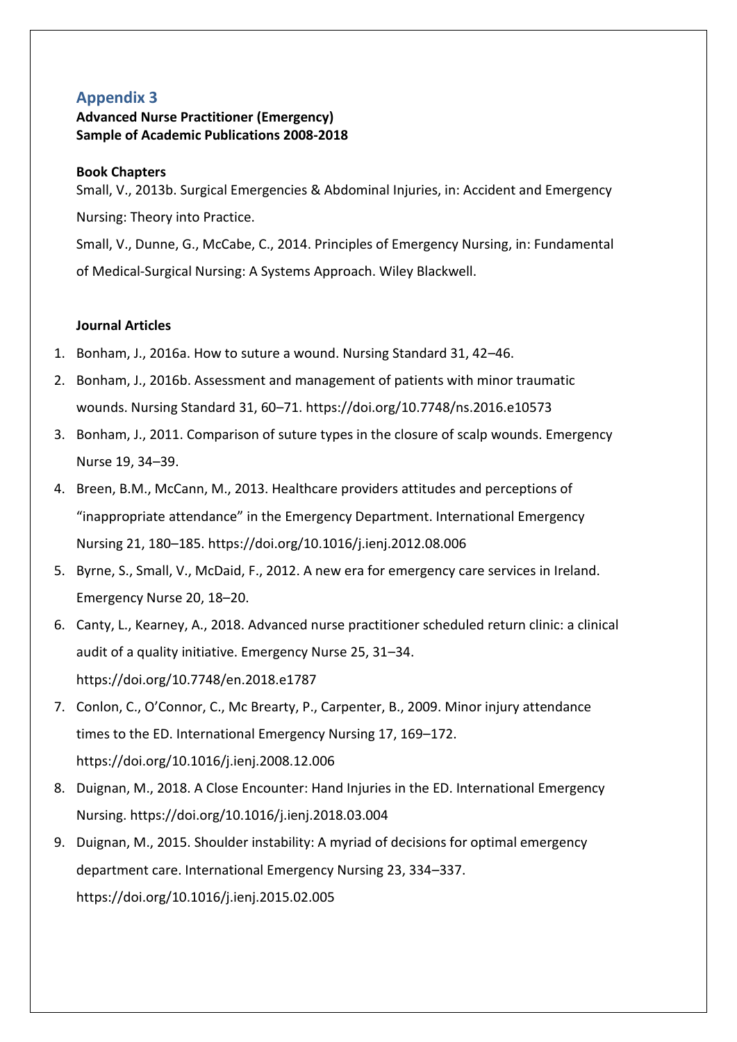## Appendix 3

**Advanced Nurse Practitioner (Emergency)**
**Sample of Academic Publications 2008-2018**

**Book Chapters**

Small, V., 2013b. Surgical Emergencies & Abdominal Injuries, in: Accident and Emergency Nursing: Theory into Practice.

Small, V., Dunne, G., McCabe, C., 2014. Principles of Emergency Nursing, in: Fundamental of Medical-Surgical Nursing: A Systems Approach. Wiley Blackwell.

**Journal Articles**

1. Bonham, J., 2016a. How to suture a wound. Nursing Standard 31, 42–46.
2. Bonham, J., 2016b. Assessment and management of patients with minor traumatic wounds. Nursing Standard 31, 60–71. https://doi.org/10.7748/ns.2016.e10573
3. Bonham, J., 2011. Comparison of suture types in the closure of scalp wounds. Emergency Nurse 19, 34–39.
4. Breen, B.M., McCann, M., 2013. Healthcare providers attitudes and perceptions of “inappropriate attendance” in the Emergency Department. International Emergency Nursing 21, 180–185. https://doi.org/10.1016/j.ienj.2012.08.006
5. Byrne, S., Small, V., McDaid, F., 2012. A new era for emergency care services in Ireland. Emergency Nurse 20, 18–20.
6. Canty, L., Kearney, A., 2018. Advanced nurse practitioner scheduled return clinic: a clinical audit of a quality initiative. Emergency Nurse 25, 31–34. https://doi.org/10.7748/en.2018.e1787
7. Conlon, C., O’Connor, C., Mc Brearty, P., Carpenter, B., 2009. Minor injury attendance times to the ED. International Emergency Nursing 17, 169–172. https://doi.org/10.1016/j.ienj.2008.12.006
8. Duignan, M., 2018. A Close Encounter: Hand Injuries in the ED. International Emergency Nursing. https://doi.org/10.1016/j.ienj.2018.03.004
9. Duignan, M., 2015. Shoulder instability: A myriad of decisions for optimal emergency department care. International Emergency Nursing 23, 334–337. https://doi.org/10.1016/j.ienj.2015.02.005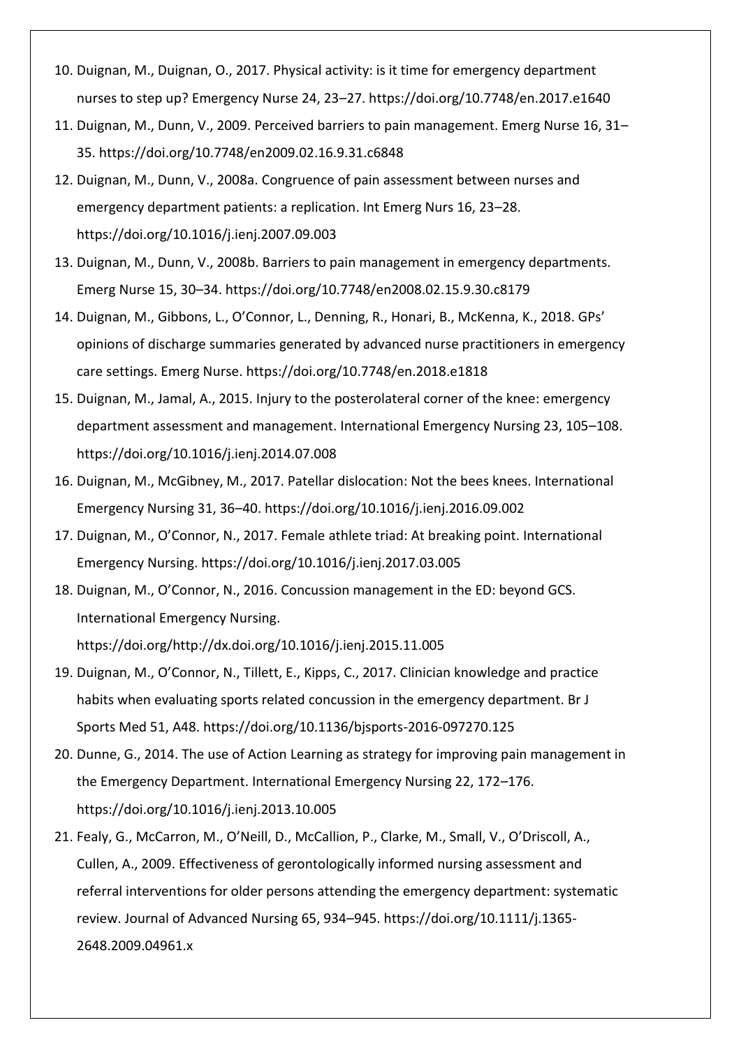10. Duignan, M., Duignan, O., 2017. Physical activity: is it time for emergency department nurses to step up? Emergency Nurse 24, 23–27. https://doi.org/10.7748/en.2017.e1640
11. Duignan, M., Dunn, V., 2009. Perceived barriers to pain management. Emerg Nurse 16, 31–35. https://doi.org/10.7748/en2009.02.16.9.31.c6848
12. Duignan, M., Dunn, V., 2008a. Congruence of pain assessment between nurses and emergency department patients: a replication. Int Emerg Nurs 16, 23–28. https://doi.org/10.1016/j.ienj.2007.09.003
13. Duignan, M., Dunn, V., 2008b. Barriers to pain management in emergency departments. Emerg Nurse 15, 30–34. https://doi.org/10.7748/en2008.02.15.9.30.c8179
14. Duignan, M., Gibbons, L., O'Connor, L., Denning, R., Honari, B., McKenna, K., 2018. GPs' opinions of discharge summaries generated by advanced nurse practitioners in emergency care settings. Emerg Nurse. https://doi.org/10.7748/en.2018.e1818
15. Duignan, M., Jamal, A., 2015. Injury to the posterolateral corner of the knee: emergency department assessment and management. International Emergency Nursing 23, 105–108. https://doi.org/10.1016/j.ienj.2014.07.008
16. Duignan, M., McGibney, M., 2017. Patellar dislocation: Not the bees knees. International Emergency Nursing 31, 36–40. https://doi.org/10.1016/j.ienj.2016.09.002
17. Duignan, M., O'Connor, N., 2017. Female athlete triad: At breaking point. International Emergency Nursing. https://doi.org/10.1016/j.ienj.2017.03.005
18. Duignan, M., O'Connor, N., 2016. Concussion management in the ED: beyond GCS. International Emergency Nursing. https://doi.org/http://dx.doi.org/10.1016/j.ienj.2015.11.005
19. Duignan, M., O'Connor, N., Tillett, E., Kipps, C., 2017. Clinician knowledge and practice habits when evaluating sports related concussion in the emergency department. Br J Sports Med 51, A48. https://doi.org/10.1136/bjsports-2016-097270.125
20. Dunne, G., 2014. The use of Action Learning as strategy for improving pain management in the Emergency Department. International Emergency Nursing 22, 172–176. https://doi.org/10.1016/j.ienj.2013.10.005
21. Fealy, G., McCarron, M., O'Neill, D., McCallion, P., Clarke, M., Small, V., O'Driscoll, A., Cullen, A., 2009. Effectiveness of gerontologically informed nursing assessment and referral interventions for older persons attending the emergency department: systematic review. Journal of Advanced Nursing 65, 934–945. https://doi.org/10.1111/j.1365-2648.2009.04961.x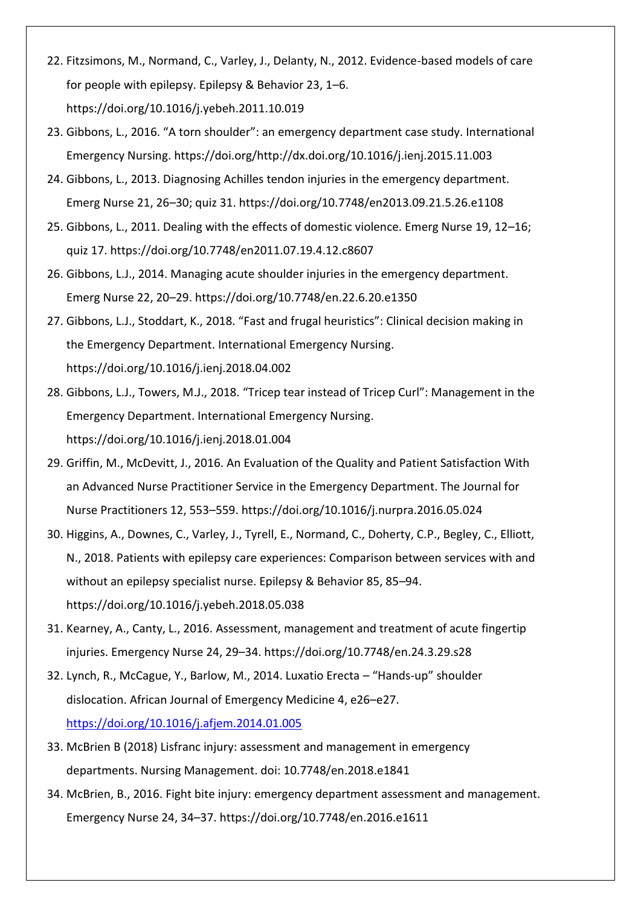22. Fitzsimons, M., Normand, C., Varley, J., Delanty, N., 2012. Evidence-based models of care for people with epilepsy. Epilepsy & Behavior 23, 1–6. https://doi.org/10.1016/j.yebeh.2011.10.019
23. Gibbons, L., 2016. "A torn shoulder": an emergency department case study. International Emergency Nursing. https://doi.org/http://dx.doi.org/10.1016/j.ienj.2015.11.003
24. Gibbons, L., 2013. Diagnosing Achilles tendon injuries in the emergency department. Emerg Nurse 21, 26–30; quiz 31. https://doi.org/10.7748/en2013.09.21.5.26.e1108
25. Gibbons, L., 2011. Dealing with the effects of domestic violence. Emerg Nurse 19, 12–16; quiz 17. https://doi.org/10.7748/en2011.07.19.4.12.c8607
26. Gibbons, L.J., 2014. Managing acute shoulder injuries in the emergency department. Emerg Nurse 22, 20–29. https://doi.org/10.7748/en.22.6.20.e1350
27. Gibbons, L.J., Stoddart, K., 2018. "Fast and frugal heuristics": Clinical decision making in the Emergency Department. International Emergency Nursing. https://doi.org/10.1016/j.ienj.2018.04.002
28. Gibbons, L.J., Towers, M.J., 2018. "Tricep tear instead of Tricep Curl": Management in the Emergency Department. International Emergency Nursing. https://doi.org/10.1016/j.ienj.2018.01.004
29. Griffin, M., McDevitt, J., 2016. An Evaluation of the Quality and Patient Satisfaction With an Advanced Nurse Practitioner Service in the Emergency Department. The Journal for Nurse Practitioners 12, 553–559. https://doi.org/10.1016/j.nurpra.2016.05.024
30. Higgins, A., Downes, C., Varley, J., Tyrell, E., Normand, C., Doherty, C.P., Begley, C., Elliott, N., 2018. Patients with epilepsy care experiences: Comparison between services with and without an epilepsy specialist nurse. Epilepsy & Behavior 85, 85–94. https://doi.org/10.1016/j.yebeh.2018.05.038
31. Kearney, A., Canty, L., 2016. Assessment, management and treatment of acute fingertip injuries. Emergency Nurse 24, 29–34. https://doi.org/10.7748/en.24.3.29.s28
32. Lynch, R., McCague, Y., Barlow, M., 2014. Luxatio Erecta – "Hands-up" shoulder dislocation. African Journal of Emergency Medicine 4, e26–e27. https://doi.org/10.1016/j.afjem.2014.01.005
33. McBrien B (2018) Lisfranc injury: assessment and management in emergency departments. Nursing Management. doi: 10.7748/en.2018.e1841
34. McBrien, B., 2016. Fight bite injury: emergency department assessment and management. Emergency Nurse 24, 34–37. https://doi.org/10.7748/en.2016.e1611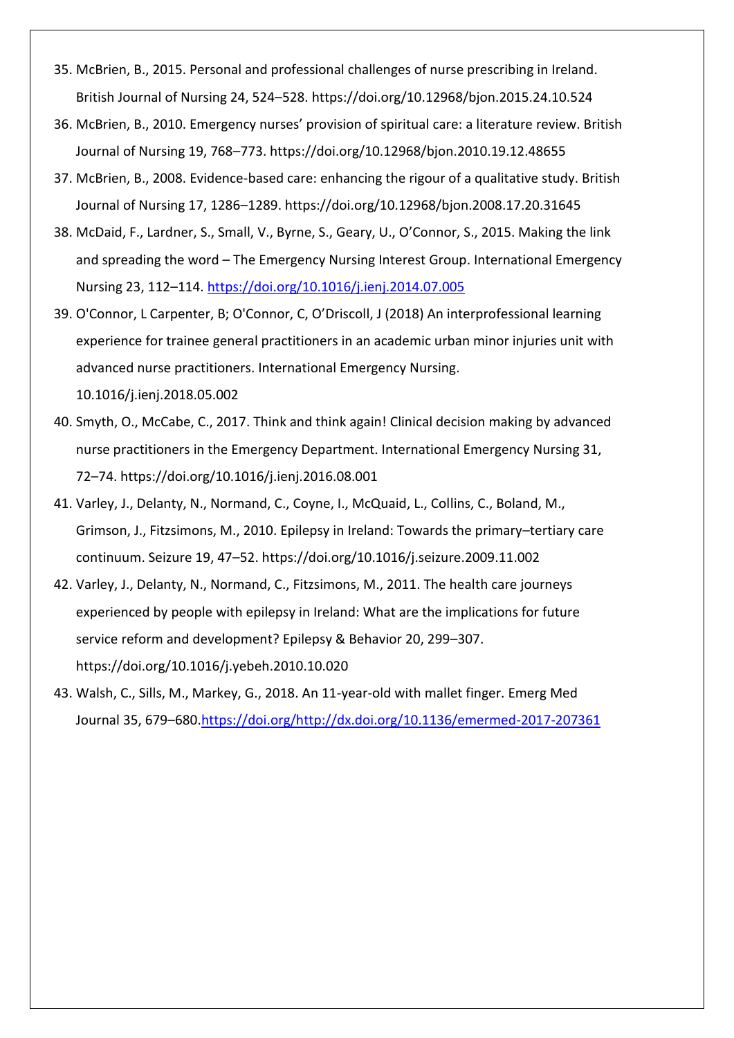35. McBrien, B., 2015. Personal and professional challenges of nurse prescribing in Ireland. British Journal of Nursing 24, 524–528. https://doi.org/10.12968/bjon.2015.24.10.524
36. McBrien, B., 2010. Emergency nurses' provision of spiritual care: a literature review. British Journal of Nursing 19, 768–773. https://doi.org/10.12968/bjon.2010.19.12.48655
37. McBrien, B., 2008. Evidence-based care: enhancing the rigour of a qualitative study. British Journal of Nursing 17, 1286–1289. https://doi.org/10.12968/bjon.2008.17.20.31645
38. McDaid, F., Lardner, S., Small, V., Byrne, S., Geary, U., O'Connor, S., 2015. Making the link and spreading the word – The Emergency Nursing Interest Group. International Emergency Nursing 23, 112–114. https://doi.org/10.1016/j.ienj.2014.07.005
39. O'Connor, L Carpenter, B; O'Connor, C, O'Driscoll, J (2018) An interprofessional learning experience for trainee general practitioners in an academic urban minor injuries unit with advanced nurse practitioners. International Emergency Nursing. 10.1016/j.ienj.2018.05.002
40. Smyth, O., McCabe, C., 2017. Think and think again! Clinical decision making by advanced nurse practitioners in the Emergency Department. International Emergency Nursing 31, 72–74. https://doi.org/10.1016/j.ienj.2016.08.001
41. Varley, J., Delanty, N., Normand, C., Coyne, I., McQuaid, L., Collins, C., Boland, M., Grimson, J., Fitzsimons, M., 2010. Epilepsy in Ireland: Towards the primary–tertiary care continuum. Seizure 19, 47–52. https://doi.org/10.1016/j.seizure.2009.11.002
42. Varley, J., Delanty, N., Normand, C., Fitzsimons, M., 2011. The health care journeys experienced by people with epilepsy in Ireland: What are the implications for future service reform and development? Epilepsy & Behavior 20, 299–307. https://doi.org/10.1016/j.yebeh.2010.10.020
43. Walsh, C., Sills, M., Markey, G., 2018. An 11-year-old with mallet finger. Emerg Med Journal 35, 679–680.https://doi.org/http://dx.doi.org/10.1136/emermed-2017-207361